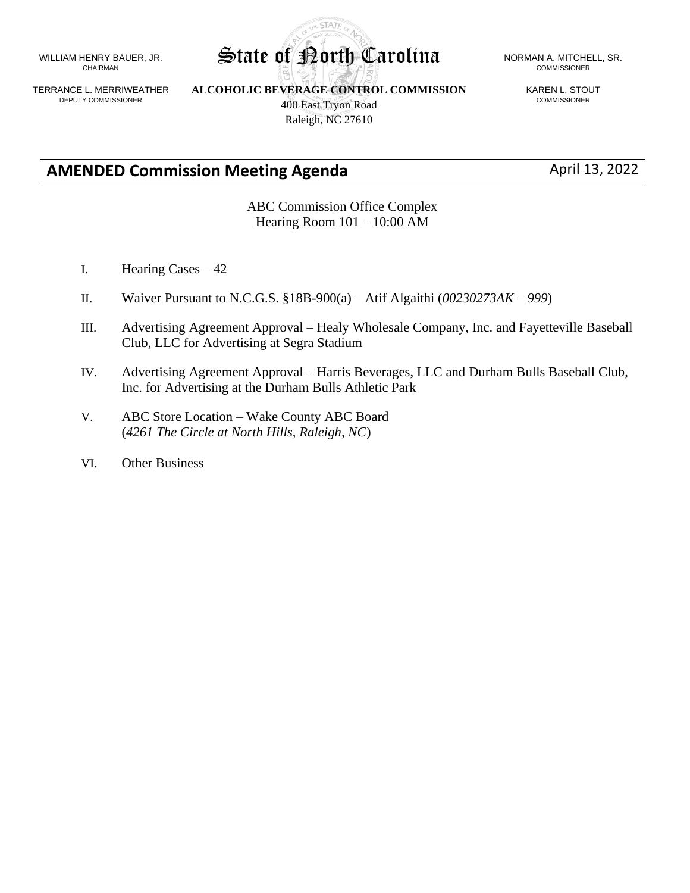WILLIAM HENRY BAUER, JR.
CHAIRMAN

TERRANCE L. MERRIWEATHER
DEPUTY COMMISSIONER

# State of North Carolina

**ALCOHOLIC BEVERAGE CONTROL COMMISSION**
400 East Tryon Road
Raleigh, NC 27610

NORMAN A. MITCHELL, SR.
COMMISSIONER

KAREN L. STOUT
COMMISSIONER

## AMENDED Commission Meeting Agenda

April 13, 2022

ABC Commission Office Complex
Hearing Room 101 – 10:00 AM

I. Hearing Cases – 42

II. Waiver Pursuant to N.C.G.S. §18B-900(a) – Atif Algaithi (*00230273AK – 999*)

III. Advertising Agreement Approval – Healy Wholesale Company, Inc. and Fayetteville Baseball Club, LLC for Advertising at Segra Stadium

IV. Advertising Agreement Approval – Harris Beverages, LLC and Durham Bulls Baseball Club, Inc. for Advertising at the Durham Bulls Athletic Park

V. ABC Store Location – Wake County ABC Board (*4261 The Circle at North Hills, Raleigh, NC*)

VI. Other Business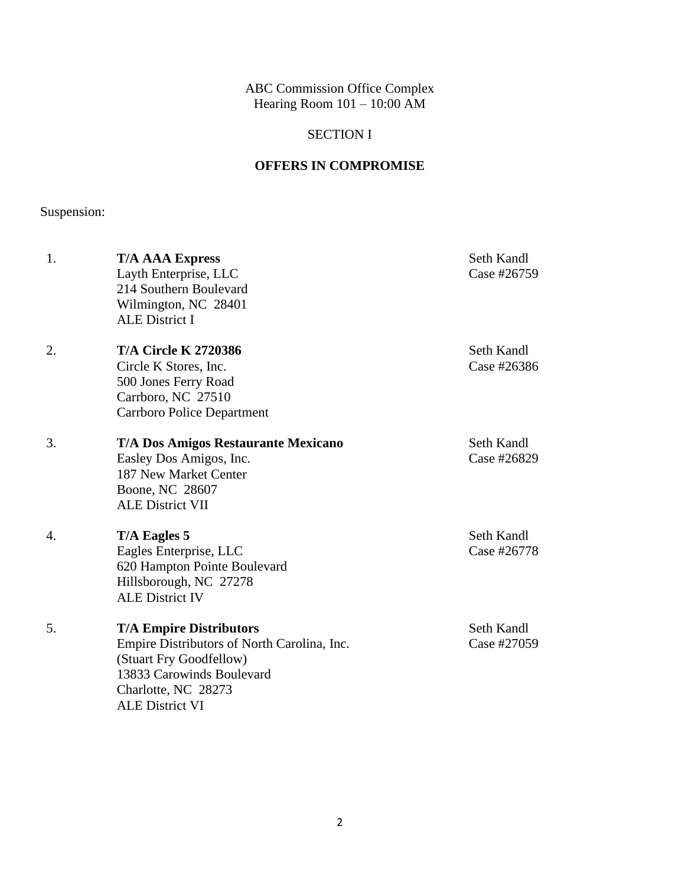ABC Commission Office Complex
Hearing Room 101 – 10:00 AM

SECTION I

**OFFERS IN COMPROMISE**

Suspension:

1. **T/A AAA Express** — Seth Kandl, Case #26759
   Layth Enterprise, LLC
   214 Southern Boulevard
   Wilmington, NC 28401
   ALE District I

2. **T/A Circle K 2720386** — Seth Kandl, Case #26386
   Circle K Stores, Inc.
   500 Jones Ferry Road
   Carrboro, NC 27510
   Carrboro Police Department

3. **T/A Dos Amigos Restaurante Mexicano** — Seth Kandl, Case #26829
   Easley Dos Amigos, Inc.
   187 New Market Center
   Boone, NC 28607
   ALE District VII

4. **T/A Eagles 5** — Seth Kandl, Case #26778
   Eagles Enterprise, LLC
   620 Hampton Pointe Boulevard
   Hillsborough, NC 27278
   ALE District IV

5. **T/A Empire Distributors** — Seth Kandl, Case #27059
   Empire Distributors of North Carolina, Inc.
   (Stuart Fry Goodfellow)
   13833 Carowinds Boulevard
   Charlotte, NC 28273
   ALE District VI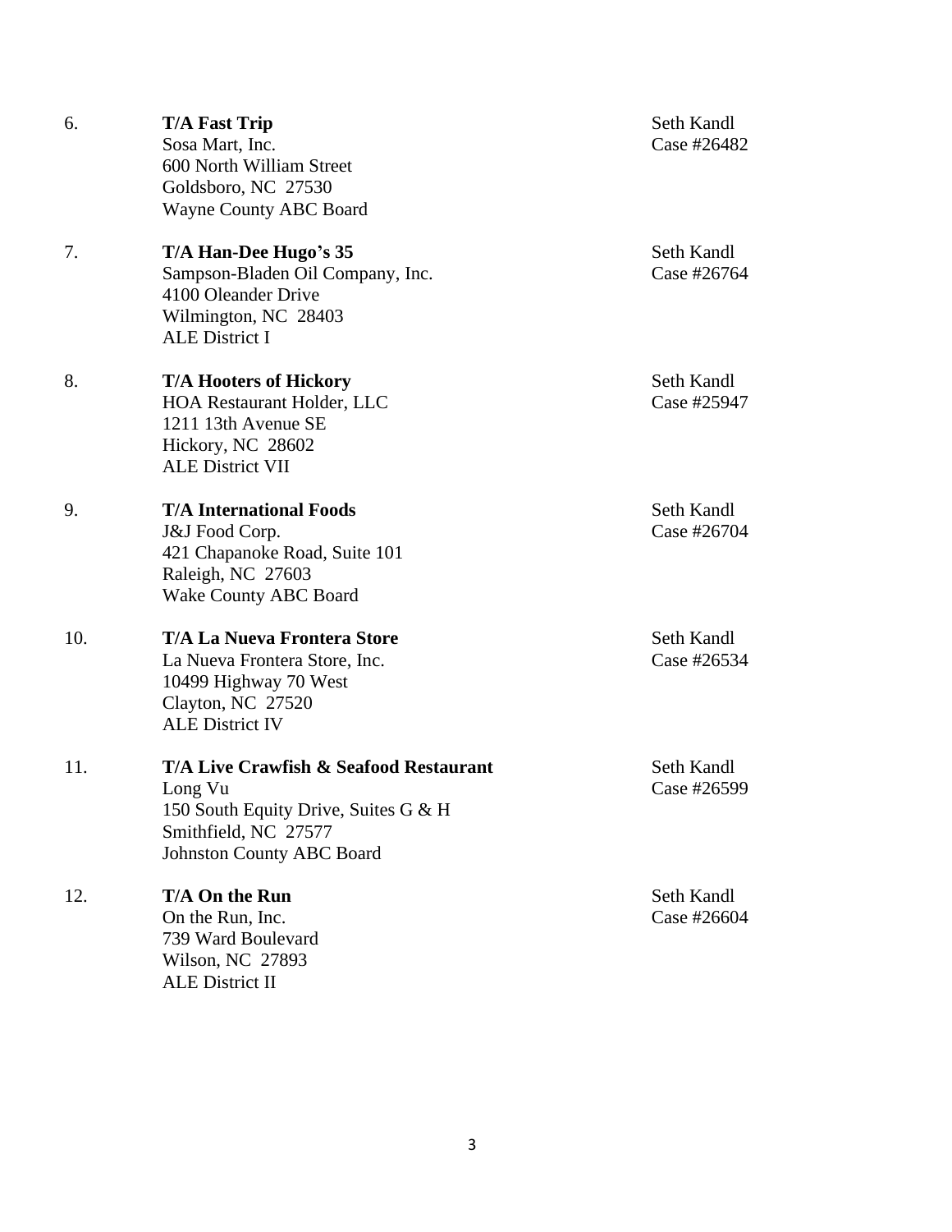6. **T/A Fast Trip**
   Sosa Mart, Inc.
   600 North William Street
   Goldsboro, NC 27530
   Wayne County ABC Board

   Seth Kandl
   Case #26482

7. **T/A Han-Dee Hugo's 35**
   Sampson-Bladen Oil Company, Inc.
   4100 Oleander Drive
   Wilmington, NC 28403
   ALE District I

   Seth Kandl
   Case #26764

8. **T/A Hooters of Hickory**
   HOA Restaurant Holder, LLC
   1211 13th Avenue SE
   Hickory, NC 28602
   ALE District VII

   Seth Kandl
   Case #25947

9. **T/A International Foods**
   J&J Food Corp.
   421 Chapanoke Road, Suite 101
   Raleigh, NC 27603
   Wake County ABC Board

   Seth Kandl
   Case #26704

10. **T/A La Nueva Frontera Store**
    La Nueva Frontera Store, Inc.
    10499 Highway 70 West
    Clayton, NC 27520
    ALE District IV

    Seth Kandl
    Case #26534

11. **T/A Live Crawfish & Seafood Restaurant**
    Long Vu
    150 South Equity Drive, Suites G & H
    Smithfield, NC 27577
    Johnston County ABC Board

    Seth Kandl
    Case #26599

12. **T/A On the Run**
    On the Run, Inc.
    739 Ward Boulevard
    Wilson, NC 27893
    ALE District II

    Seth Kandl
    Case #26604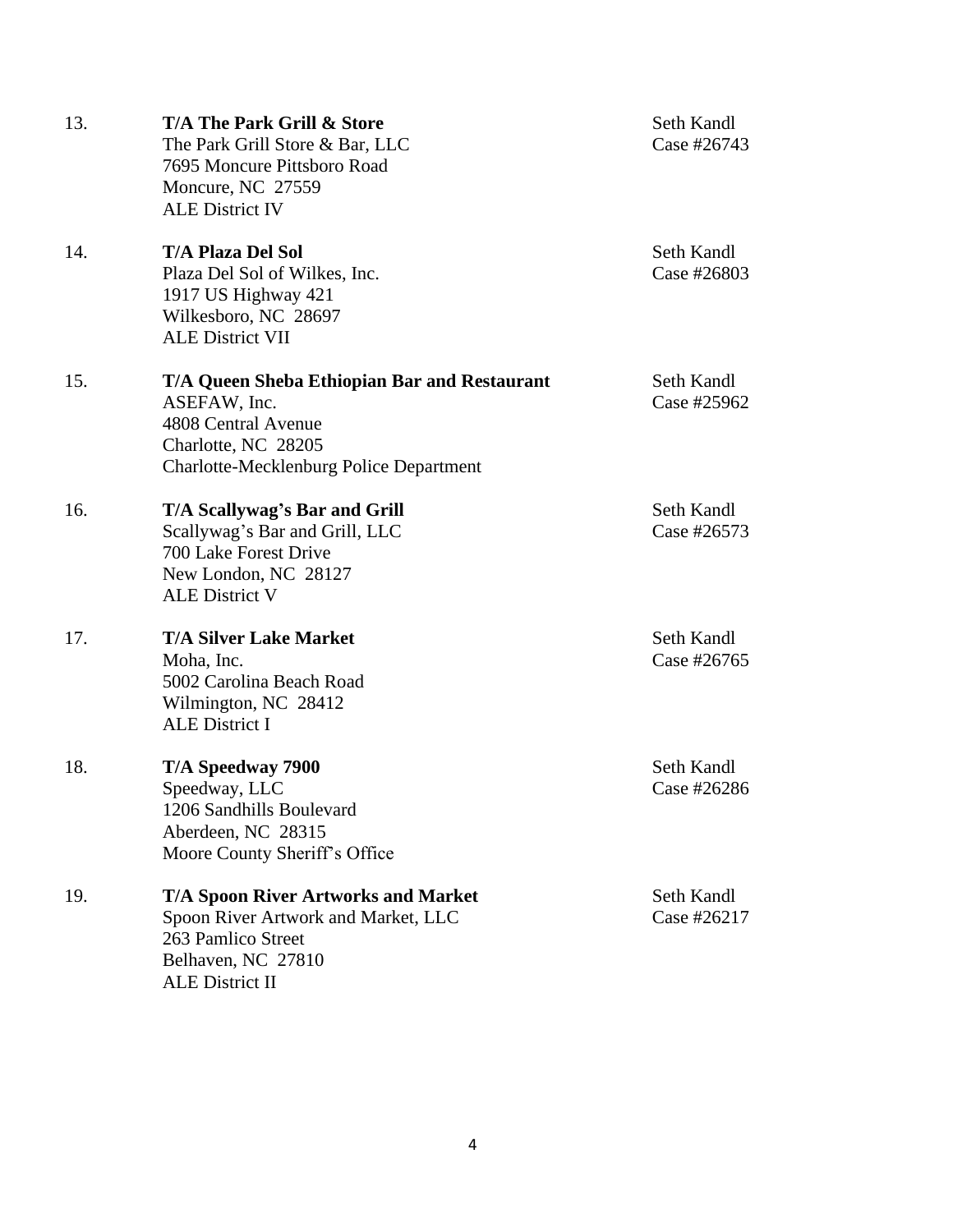13. **T/A The Park Grill & Store**
    The Park Grill Store & Bar, LLC
    7695 Moncure Pittsboro Road
    Moncure, NC 27559
    ALE District IV

    Seth Kandl
    Case #26743

14. **T/A Plaza Del Sol**
    Plaza Del Sol of Wilkes, Inc.
    1917 US Highway 421
    Wilkesboro, NC 28697
    ALE District VII

    Seth Kandl
    Case #26803

15. **T/A Queen Sheba Ethiopian Bar and Restaurant**
    ASEFAW, Inc.
    4808 Central Avenue
    Charlotte, NC 28205
    Charlotte-Mecklenburg Police Department

    Seth Kandl
    Case #25962

16. **T/A Scallywag's Bar and Grill**
    Scallywag's Bar and Grill, LLC
    700 Lake Forest Drive
    New London, NC 28127
    ALE District V

    Seth Kandl
    Case #26573

17. **T/A Silver Lake Market**
    Moha, Inc.
    5002 Carolina Beach Road
    Wilmington, NC 28412
    ALE District I

    Seth Kandl
    Case #26765

18. **T/A Speedway 7900**
    Speedway, LLC
    1206 Sandhills Boulevard
    Aberdeen, NC 28315
    Moore County Sheriff's Office

    Seth Kandl
    Case #26286

19. **T/A Spoon River Artworks and Market**
    Spoon River Artwork and Market, LLC
    263 Pamlico Street
    Belhaven, NC 27810
    ALE District II

    Seth Kandl
    Case #26217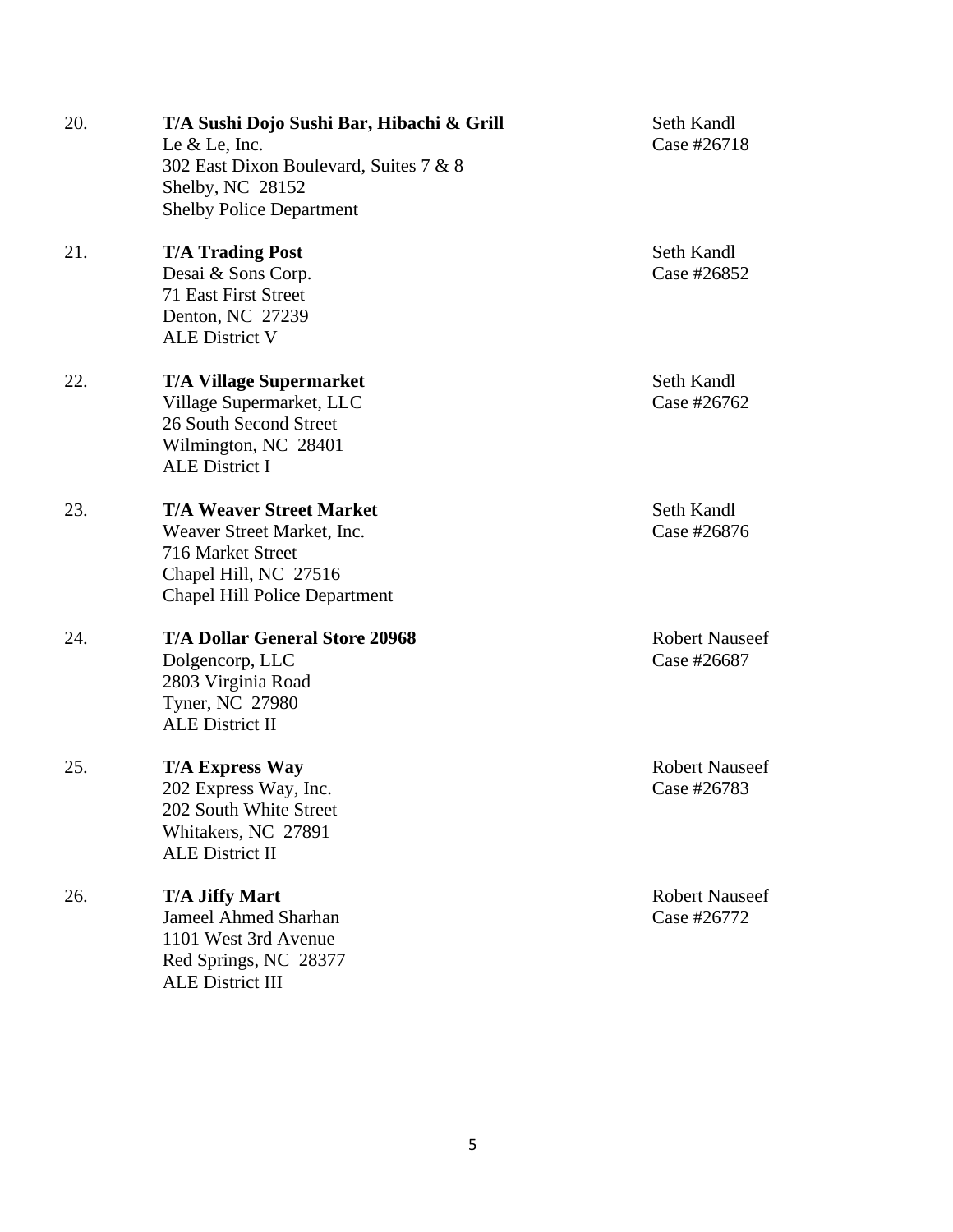20. **T/A Sushi Dojo Sushi Bar, Hibachi & Grill**
    Le & Le, Inc.
    302 East Dixon Boulevard, Suites 7 & 8
    Shelby, NC 28152
    Shelby Police Department

    Seth Kandl
    Case #26718

21. **T/A Trading Post**
    Desai & Sons Corp.
    71 East First Street
    Denton, NC 27239
    ALE District V

    Seth Kandl
    Case #26852

22. **T/A Village Supermarket**
    Village Supermarket, LLC
    26 South Second Street
    Wilmington, NC 28401
    ALE District I

    Seth Kandl
    Case #26762

23. **T/A Weaver Street Market**
    Weaver Street Market, Inc.
    716 Market Street
    Chapel Hill, NC 27516
    Chapel Hill Police Department

    Seth Kandl
    Case #26876

24. **T/A Dollar General Store 20968**
    Dolgencorp, LLC
    2803 Virginia Road
    Tyner, NC 27980
    ALE District II

    Robert Nauseef
    Case #26687

25. **T/A Express Way**
    202 Express Way, Inc.
    202 South White Street
    Whitakers, NC 27891
    ALE District II

    Robert Nauseef
    Case #26783

26. **T/A Jiffy Mart**
    Jameel Ahmed Sharhan
    1101 West 3rd Avenue
    Red Springs, NC 28377
    ALE District III

    Robert Nauseef
    Case #26772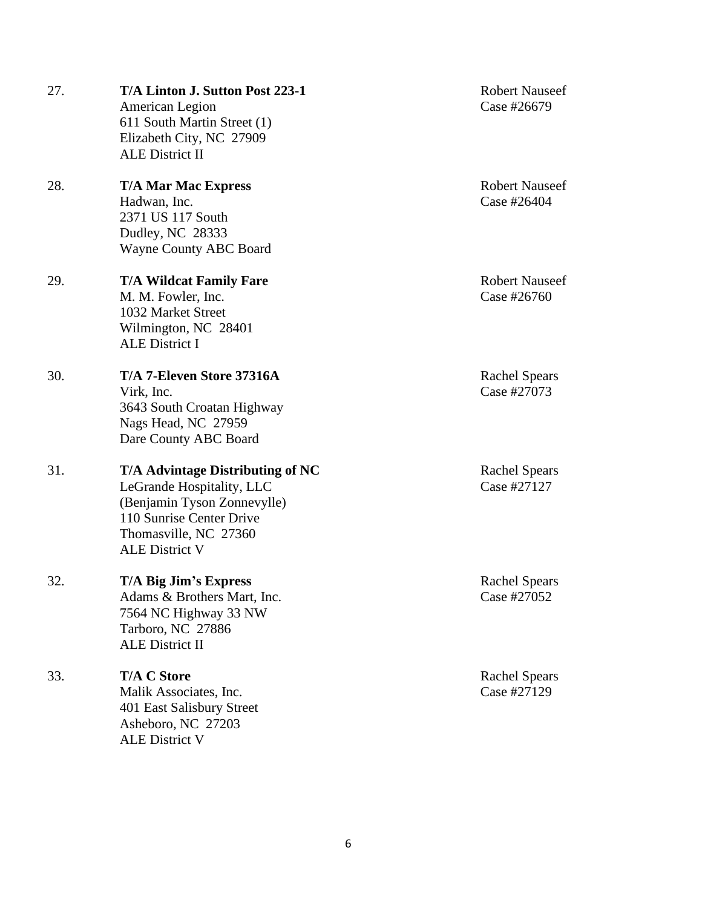27. **T/A Linton J. Sutton Post 223-1**
    American Legion
    611 South Martin Street (1)
    Elizabeth City, NC 27909
    ALE District II

    Robert Nauseef
    Case #26679

28. **T/A Mar Mac Express**
    Hadwan, Inc.
    2371 US 117 South
    Dudley, NC 28333
    Wayne County ABC Board

    Robert Nauseef
    Case #26404

29. **T/A Wildcat Family Fare**
    M. M. Fowler, Inc.
    1032 Market Street
    Wilmington, NC 28401
    ALE District I

    Robert Nauseef
    Case #26760

30. **T/A 7-Eleven Store 37316A**
    Virk, Inc.
    3643 South Croatan Highway
    Nags Head, NC 27959
    Dare County ABC Board

    Rachel Spears
    Case #27073

31. **T/A Advintage Distributing of NC**
    LeGrande Hospitality, LLC
    (Benjamin Tyson Zonnevylle)
    110 Sunrise Center Drive
    Thomasville, NC 27360
    ALE District V

    Rachel Spears
    Case #27127

32. **T/A Big Jim's Express**
    Adams & Brothers Mart, Inc.
    7564 NC Highway 33 NW
    Tarboro, NC 27886
    ALE District II

    Rachel Spears
    Case #27052

33. **T/A C Store**
    Malik Associates, Inc.
    401 East Salisbury Street
    Asheboro, NC 27203
    ALE District V

    Rachel Spears
    Case #27129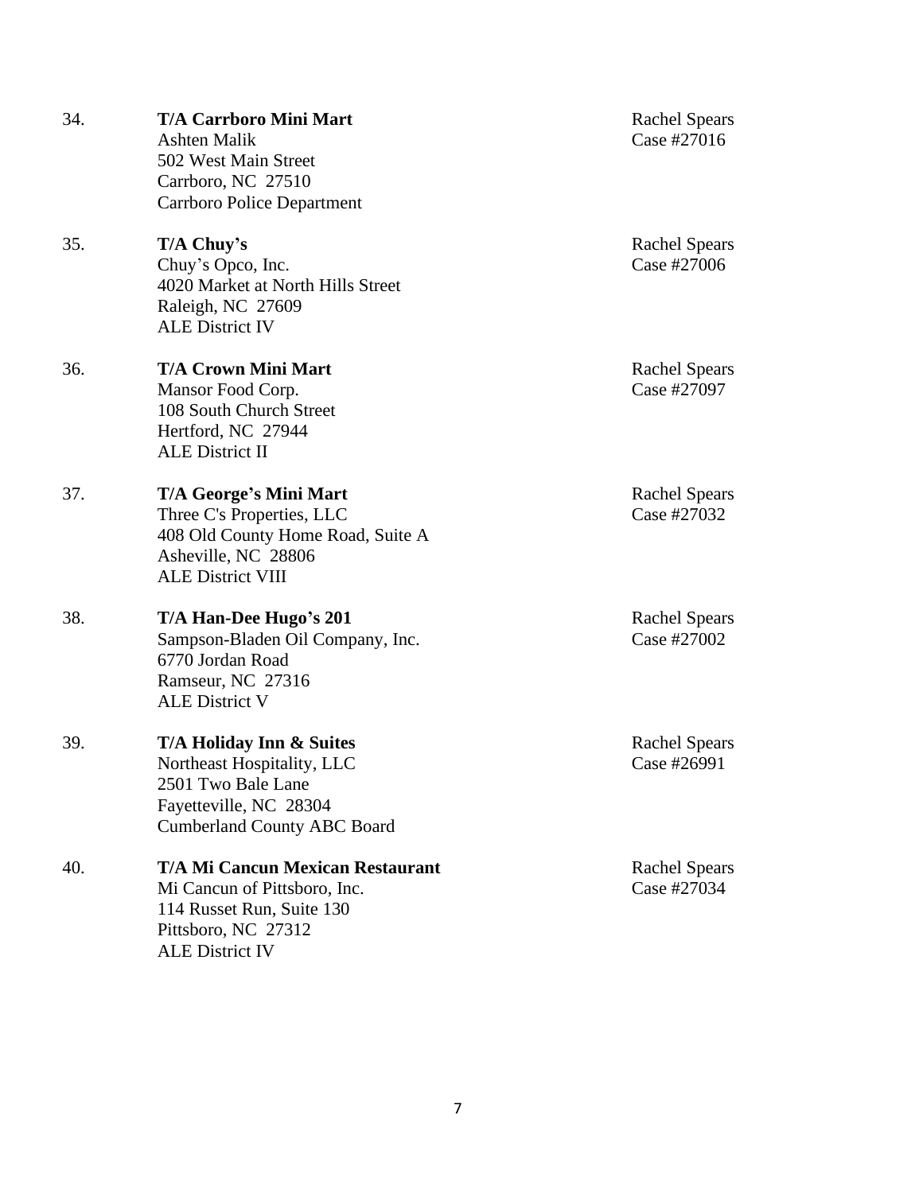34. **T/A Carrboro Mini Mart**
    Ashten Malik
    502 West Main Street
    Carrboro, NC 27510
    Carrboro Police Department

    Rachel Spears
    Case #27016

35. **T/A Chuy's**
    Chuy's Opco, Inc.
    4020 Market at North Hills Street
    Raleigh, NC 27609
    ALE District IV

    Rachel Spears
    Case #27006

36. **T/A Crown Mini Mart**
    Mansor Food Corp.
    108 South Church Street
    Hertford, NC 27944
    ALE District II

    Rachel Spears
    Case #27097

37. **T/A George's Mini Mart**
    Three C's Properties, LLC
    408 Old County Home Road, Suite A
    Asheville, NC 28806
    ALE District VIII

    Rachel Spears
    Case #27032

38. **T/A Han-Dee Hugo's 201**
    Sampson-Bladen Oil Company, Inc.
    6770 Jordan Road
    Ramseur, NC 27316
    ALE District V

    Rachel Spears
    Case #27002

39. **T/A Holiday Inn & Suites**
    Northeast Hospitality, LLC
    2501 Two Bale Lane
    Fayetteville, NC 28304
    Cumberland County ABC Board

    Rachel Spears
    Case #26991

40. **T/A Mi Cancun Mexican Restaurant**
    Mi Cancun of Pittsboro, Inc.
    114 Russet Run, Suite 130
    Pittsboro, NC 27312
    ALE District IV

    Rachel Spears
    Case #27034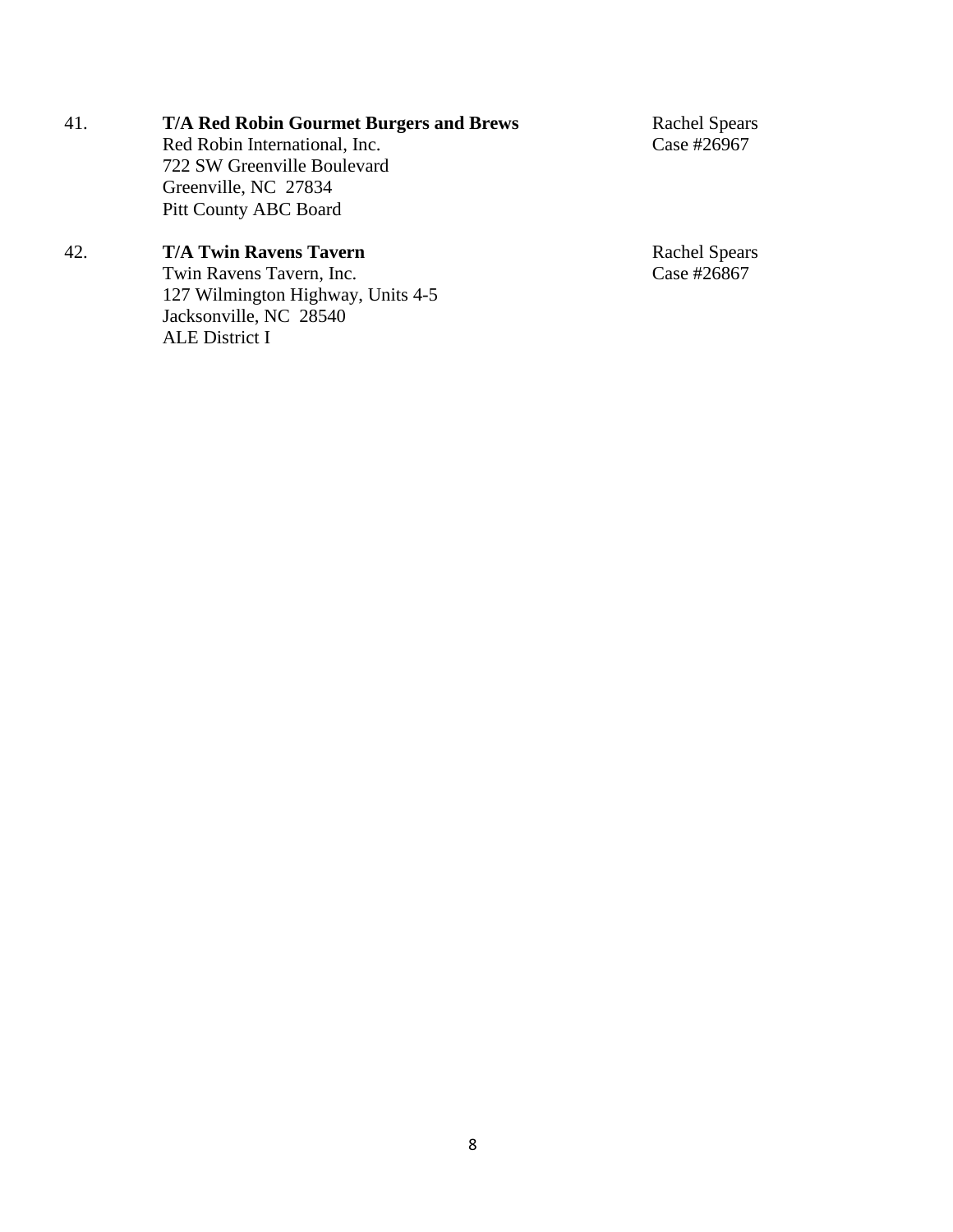41. **T/A Red Robin Gourmet Burgers and Brews**
Red Robin International, Inc.
722 SW Greenville Boulevard
Greenville, NC 27834
Pitt County ABC Board

Rachel Spears
Case #26967

42. **T/A Twin Ravens Tavern**
Twin Ravens Tavern, Inc.
127 Wilmington Highway, Units 4-5
Jacksonville, NC 28540
ALE District I

Rachel Spears
Case #26867